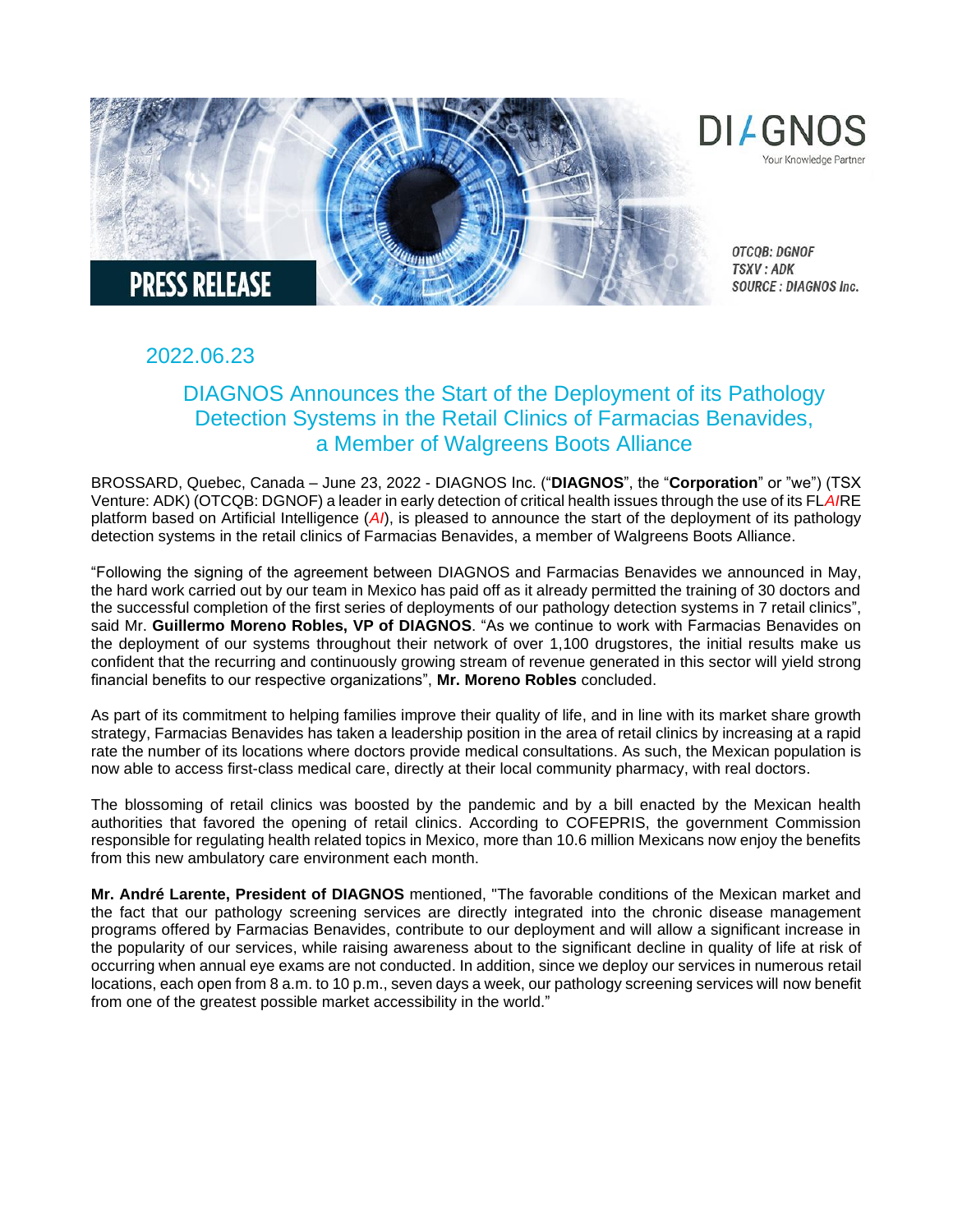PRESS RELEASE

DIAGNOS
Your Knowledge Partner

OTCQB: DGNOF
TSXV : ADK
SOURCE : DIAGNOS Inc.

2022.06.23

# DIAGNOS Announces the Start of the Deployment of its Pathology Detection Systems in the Retail Clinics of Farmacias Benavides, a Member of Walgreens Boots Alliance

BROSSARD, Quebec, Canada – June 23, 2022 - DIAGNOS Inc. ("**DIAGNOS**", the "**Corporation**" or "we") (TSX Venture: ADK) (OTCQB: DGNOF) a leader in early detection of critical health issues through the use of its FL*AI*RE platform based on Artificial Intelligence (*AI*), is pleased to announce the start of the deployment of its pathology detection systems in the retail clinics of Farmacias Benavides, a member of Walgreens Boots Alliance.

"Following the signing of the agreement between DIAGNOS and Farmacias Benavides we announced in May, the hard work carried out by our team in Mexico has paid off as it already permitted the training of 30 doctors and the successful completion of the first series of deployments of our pathology detection systems in 7 retail clinics", said Mr. **Guillermo Moreno Robles, VP of DIAGNOS**. "As we continue to work with Farmacias Benavides on the deployment of our systems throughout their network of over 1,100 drugstores, the initial results make us confident that the recurring and continuously growing stream of revenue generated in this sector will yield strong financial benefits to our respective organizations", **Mr. Moreno Robles** concluded.

As part of its commitment to helping families improve their quality of life, and in line with its market share growth strategy, Farmacias Benavides has taken a leadership position in the area of retail clinics by increasing at a rapid rate the number of its locations where doctors provide medical consultations. As such, the Mexican population is now able to access first-class medical care, directly at their local community pharmacy, with real doctors.

The blossoming of retail clinics was boosted by the pandemic and by a bill enacted by the Mexican health authorities that favored the opening of retail clinics. According to COFEPRIS, the government Commission responsible for regulating health related topics in Mexico, more than 10.6 million Mexicans now enjoy the benefits from this new ambulatory care environment each month.

**Mr. André Larente, President of DIAGNOS** mentioned, "The favorable conditions of the Mexican market and the fact that our pathology screening services are directly integrated into the chronic disease management programs offered by Farmacias Benavides, contribute to our deployment and will allow a significant increase in the popularity of our services, while raising awareness about to the significant decline in quality of life at risk of occurring when annual eye exams are not conducted. In addition, since we deploy our services in numerous retail locations, each open from 8 a.m. to 10 p.m., seven days a week, our pathology screening services will now benefit from one of the greatest possible market accessibility in the world."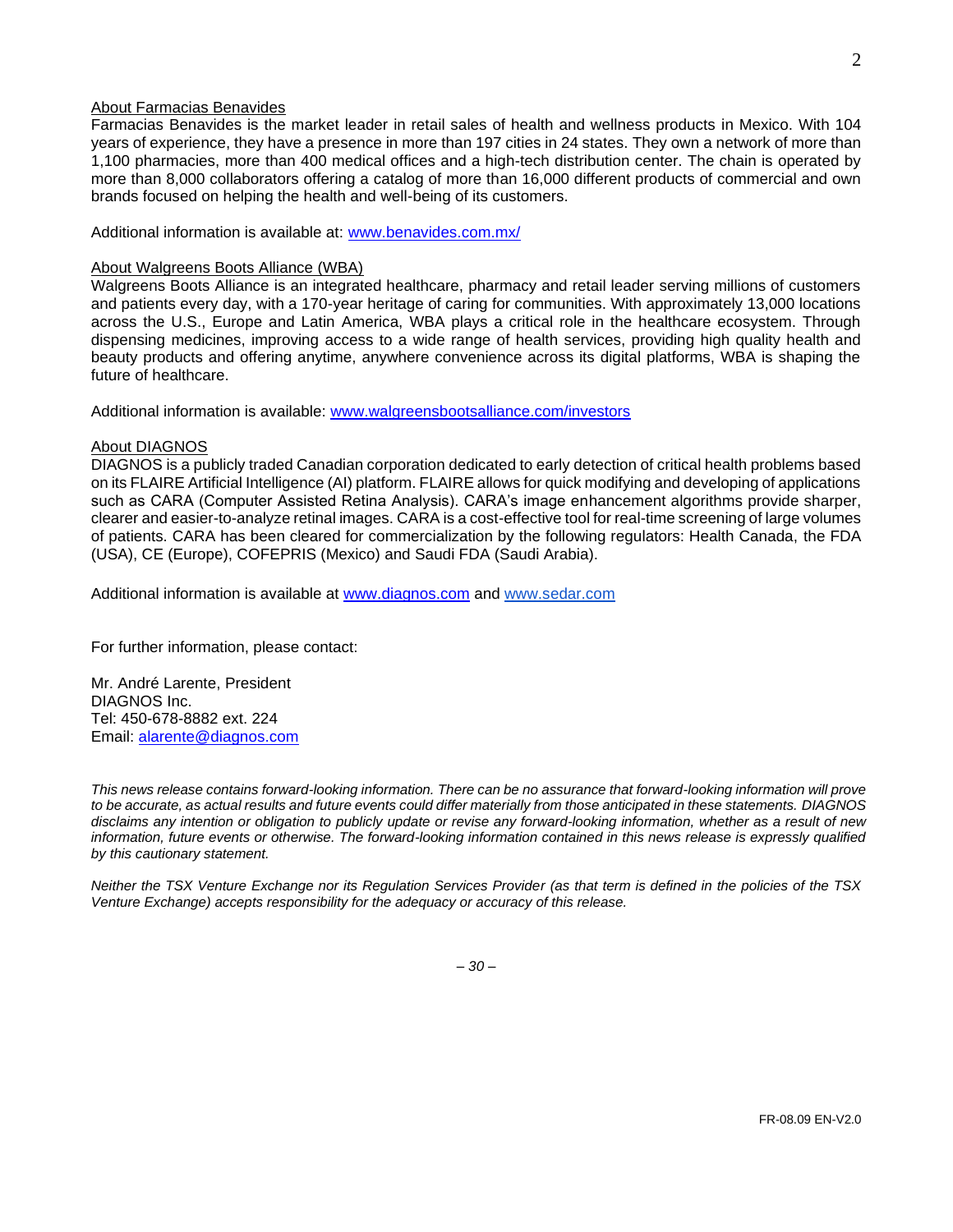About Farmacias Benavides

Farmacias Benavides is the market leader in retail sales of health and wellness products in Mexico. With 104 years of experience, they have a presence in more than 197 cities in 24 states. They own a network of more than 1,100 pharmacies, more than 400 medical offices and a high-tech distribution center. The chain is operated by more than 8,000 collaborators offering a catalog of more than 16,000 different products of commercial and own brands focused on helping the health and well-being of its customers.

Additional information is available at: www.benavides.com.mx/

About Walgreens Boots Alliance (WBA)

Walgreens Boots Alliance is an integrated healthcare, pharmacy and retail leader serving millions of customers and patients every day, with a 170-year heritage of caring for communities. With approximately 13,000 locations across the U.S., Europe and Latin America, WBA plays a critical role in the healthcare ecosystem. Through dispensing medicines, improving access to a wide range of health services, providing high quality health and beauty products and offering anytime, anywhere convenience across its digital platforms, WBA is shaping the future of healthcare.

Additional information is available: www.walgreensbootsalliance.com/investors

About DIAGNOS

DIAGNOS is a publicly traded Canadian corporation dedicated to early detection of critical health problems based on its FLAIRE Artificial Intelligence (AI) platform. FLAIRE allows for quick modifying and developing of applications such as CARA (Computer Assisted Retina Analysis). CARA's image enhancement algorithms provide sharper, clearer and easier-to-analyze retinal images. CARA is a cost-effective tool for real-time screening of large volumes of patients. CARA has been cleared for commercialization by the following regulators: Health Canada, the FDA (USA), CE (Europe), COFEPRIS (Mexico) and Saudi FDA (Saudi Arabia).

Additional information is available at www.diagnos.com and www.sedar.com

For further information, please contact:

Mr. André Larente, President
DIAGNOS Inc.
Tel: 450-678-8882 ext. 224
Email: alarente@diagnos.com

*This news release contains forward-looking information. There can be no assurance that forward-looking information will prove to be accurate, as actual results and future events could differ materially from those anticipated in these statements. DIAGNOS disclaims any intention or obligation to publicly update or revise any forward-looking information, whether as a result of new information, future events or otherwise. The forward-looking information contained in this news release is expressly qualified by this cautionary statement.*

*Neither the TSX Venture Exchange nor its Regulation Services Provider (as that term is defined in the policies of the TSX Venture Exchange) accepts responsibility for the adequacy or accuracy of this release.*

*– 30 –*

FR-08.09 EN-V2.0